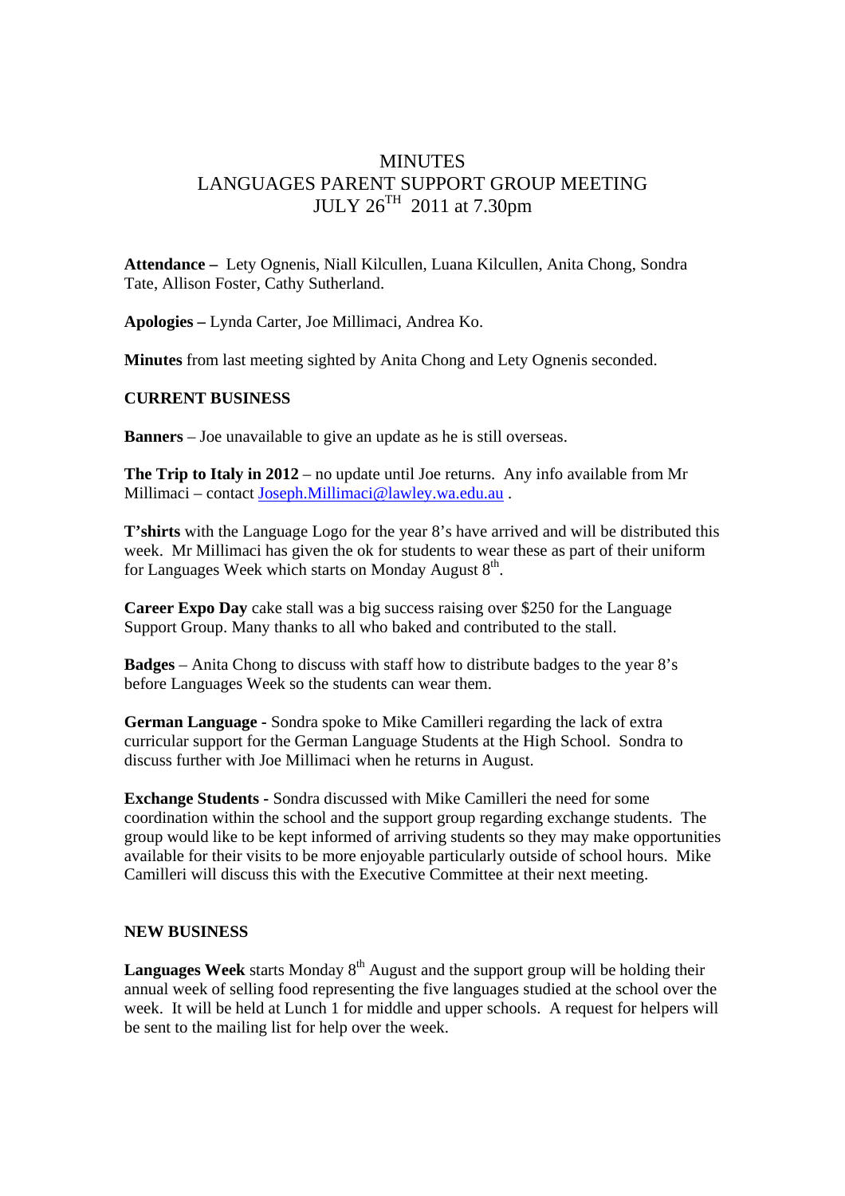# MINUTES
# LANGUAGES PARENT SUPPORT GROUP MEETING
# JULY 26TH 2011 at 7.30pm

**Attendance –** Lety Ognenis, Niall Kilcullen, Luana Kilcullen, Anita Chong, Sondra Tate, Allison Foster, Cathy Sutherland.

**Apologies –** Lynda Carter, Joe Millimaci, Andrea Ko.

**Minutes** from last meeting sighted by Anita Chong and Lety Ognenis seconded.

## CURRENT BUSINESS

**Banners** – Joe unavailable to give an update as he is still overseas.

**The Trip to Italy in 2012** – no update until Joe returns. Any info available from Mr Millimaci – contact Joseph.Millimaci@lawley.wa.edu.au .

**T'shirts** with the Language Logo for the year 8's have arrived and will be distributed this week. Mr Millimaci has given the ok for students to wear these as part of their uniform for Languages Week which starts on Monday August 8th.

**Career Expo Day** cake stall was a big success raising over $250 for the Language Support Group. Many thanks to all who baked and contributed to the stall.

**Badges** – Anita Chong to discuss with staff how to distribute badges to the year 8's before Languages Week so the students can wear them.

**German Language -** Sondra spoke to Mike Camilleri regarding the lack of extra curricular support for the German Language Students at the High School. Sondra to discuss further with Joe Millimaci when he returns in August.

**Exchange Students -** Sondra discussed with Mike Camilleri the need for some coordination within the school and the support group regarding exchange students. The group would like to be kept informed of arriving students so they may make opportunities available for their visits to be more enjoyable particularly outside of school hours. Mike Camilleri will discuss this with the Executive Committee at their next meeting.

## NEW BUSINESS

**Languages Week** starts Monday 8th August and the support group will be holding their annual week of selling food representing the five languages studied at the school over the week. It will be held at Lunch 1 for middle and upper schools. A request for helpers will be sent to the mailing list for help over the week.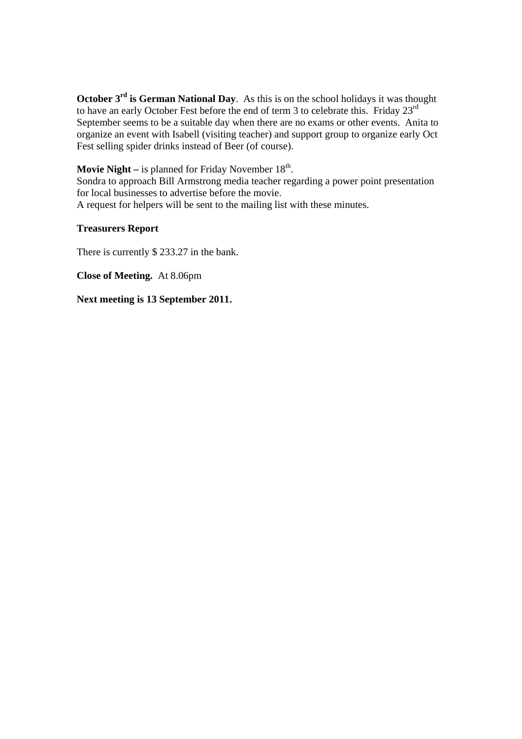**October 3rd is German National Day**. As this is on the school holidays it was thought to have an early October Fest before the end of term 3 to celebrate this. Friday 23rd September seems to be a suitable day when there are no exams or other events. Anita to organize an event with Isabell (visiting teacher) and support group to organize early Oct Fest selling spider drinks instead of Beer (of course).

**Movie Night –** is planned for Friday November 18th.
Sondra to approach Bill Armstrong media teacher regarding a power point presentation for local businesses to advertise before the movie.
A request for helpers will be sent to the mailing list with these minutes.

**Treasurers Report**

There is currently $ 233.27 in the bank.

**Close of Meeting.** At 8.06pm

**Next meeting is 13 September 2011.**